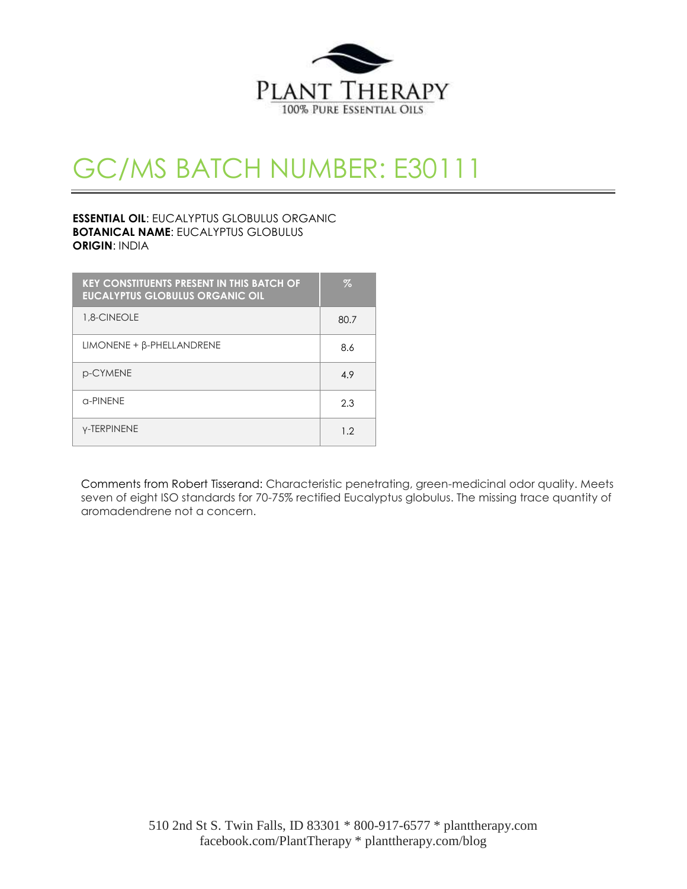PLANT THERAPY
100% PURE ESSENTIAL OILS

# GC/MS BATCH NUMBER: E30111

**ESSENTIAL OIL**: EUCALYPTUS GLOBULUS ORGANIC
**BOTANICAL NAME**: EUCALYPTUS GLOBULUS
**ORIGIN**: INDIA

| KEY CONSTITUENTS PRESENT IN THIS BATCH OF EUCALYPTUS GLOBULUS ORGANIC OIL | % |
|---|---|
| 1,8-CINEOLE | 80.7 |
| LIMONENE + β-PHELLANDRENE | 8.6 |
| p-CYMENE | 4.9 |
| α-PINENE | 2.3 |
| γ-TERPINENE | 1.2 |

Comments from Robert Tisserand: Characteristic penetrating, green-medicinal odor quality. Meets seven of eight ISO standards for 70-75% rectified Eucalyptus globulus. The missing trace quantity of aromadendrene not a concern.

510 2nd St S. Twin Falls, ID 83301 * 800-917-6577 * planttherapy.com
facebook.com/PlantTherapy * planttherapy.com/blog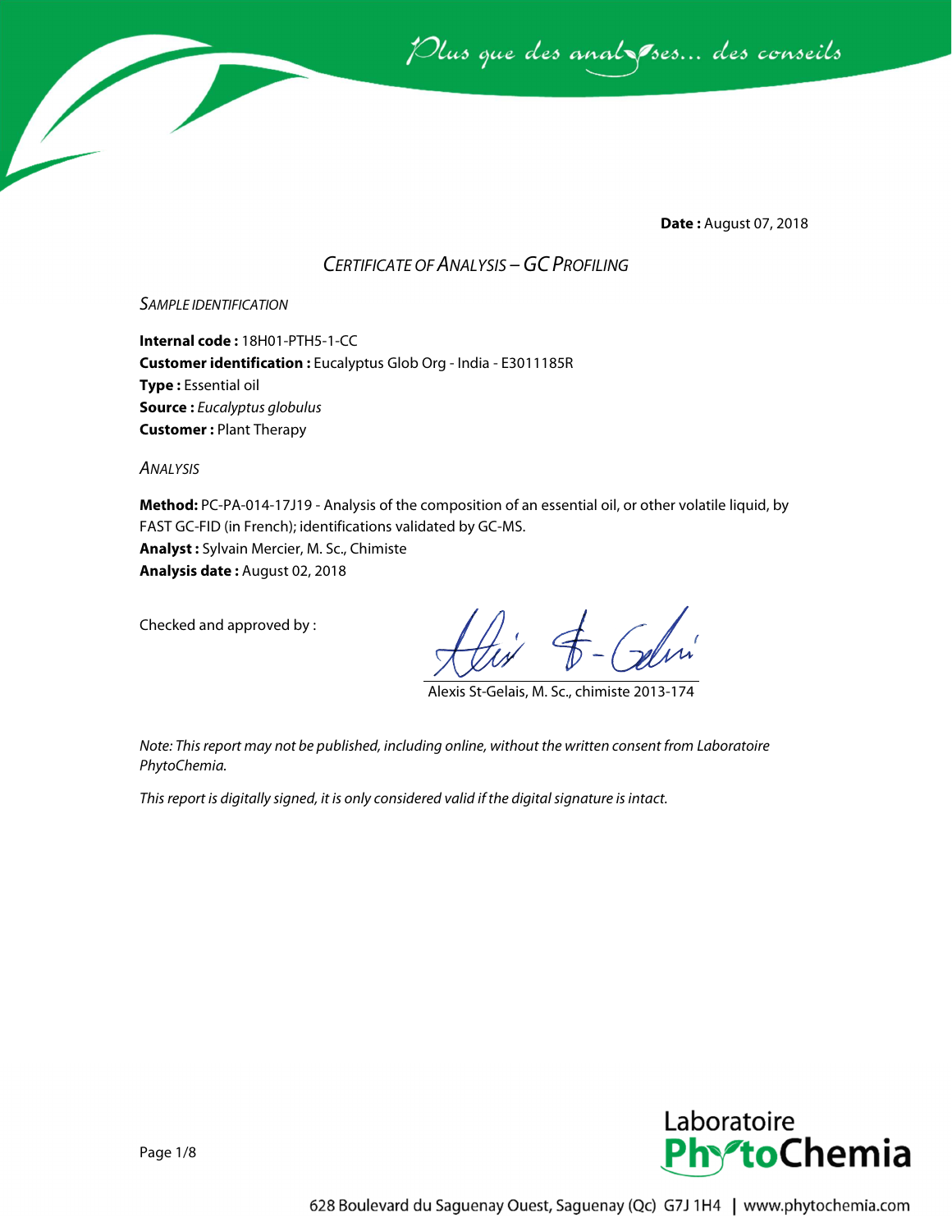**Date :** August 07, 2018

# *CERTIFICATE OF ANALYSIS – GC PROFILING*

*SAMPLE IDENTIFICATION*

**Internal code :** 18H01-PTH5-1-CC
**Customer identification :** Eucalyptus Glob Org - India - E3011185R
**Type :** Essential oil
**Source :** *Eucalyptus globulus*
**Customer :** Plant Therapy

*ANALYSIS*

**Method:** PC-PA-014-17J19 - Analysis of the composition of an essential oil, or other volatile liquid, by FAST GC-FID (in French); identifications validated by GC-MS.
**Analyst :** Sylvain Mercier, M. Sc., Chimiste
**Analysis date :** August 02, 2018

Checked and approved by :

Alexis St-Gelais, M. Sc., chimiste 2013-174

*Note: This report may not be published, including online, without the written consent from Laboratoire PhytoChemia.*

*This report is digitally signed, it is only considered valid if the digital signature is intact.*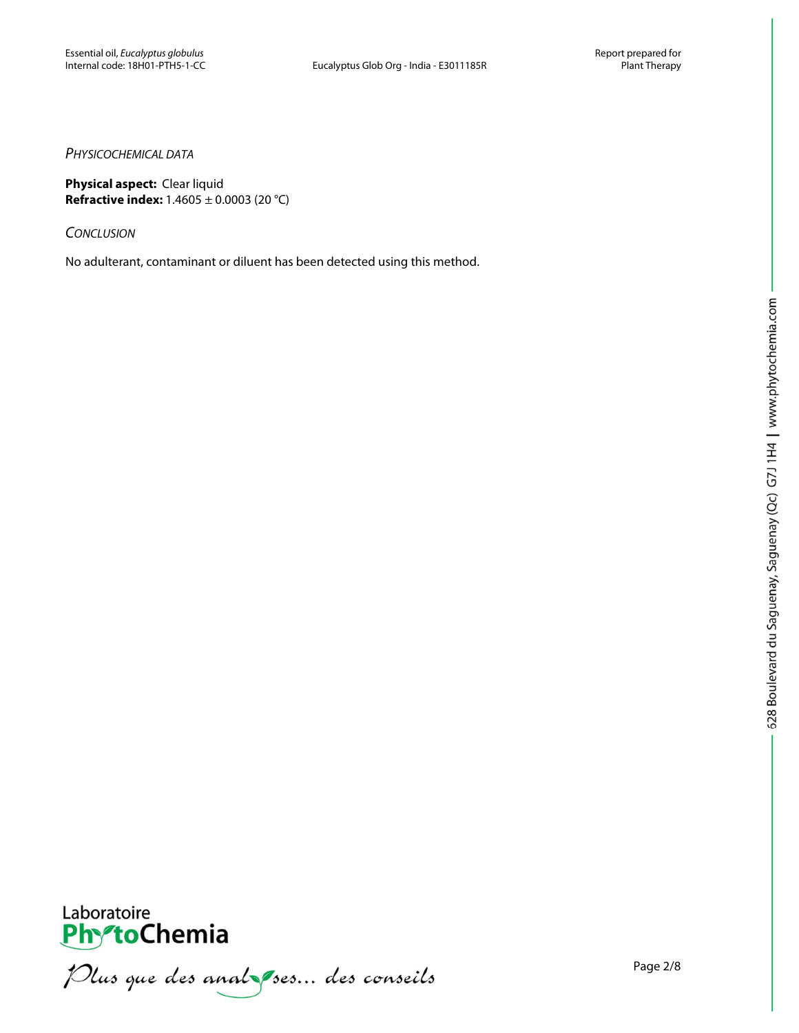*Physicochemical data*

**Physical aspect:** Clear liquid
**Refractive index:** 1.4605 ± 0.0003 (20 °C)

*Conclusion*

No adulterant, contaminant or diluent has been detected using this method.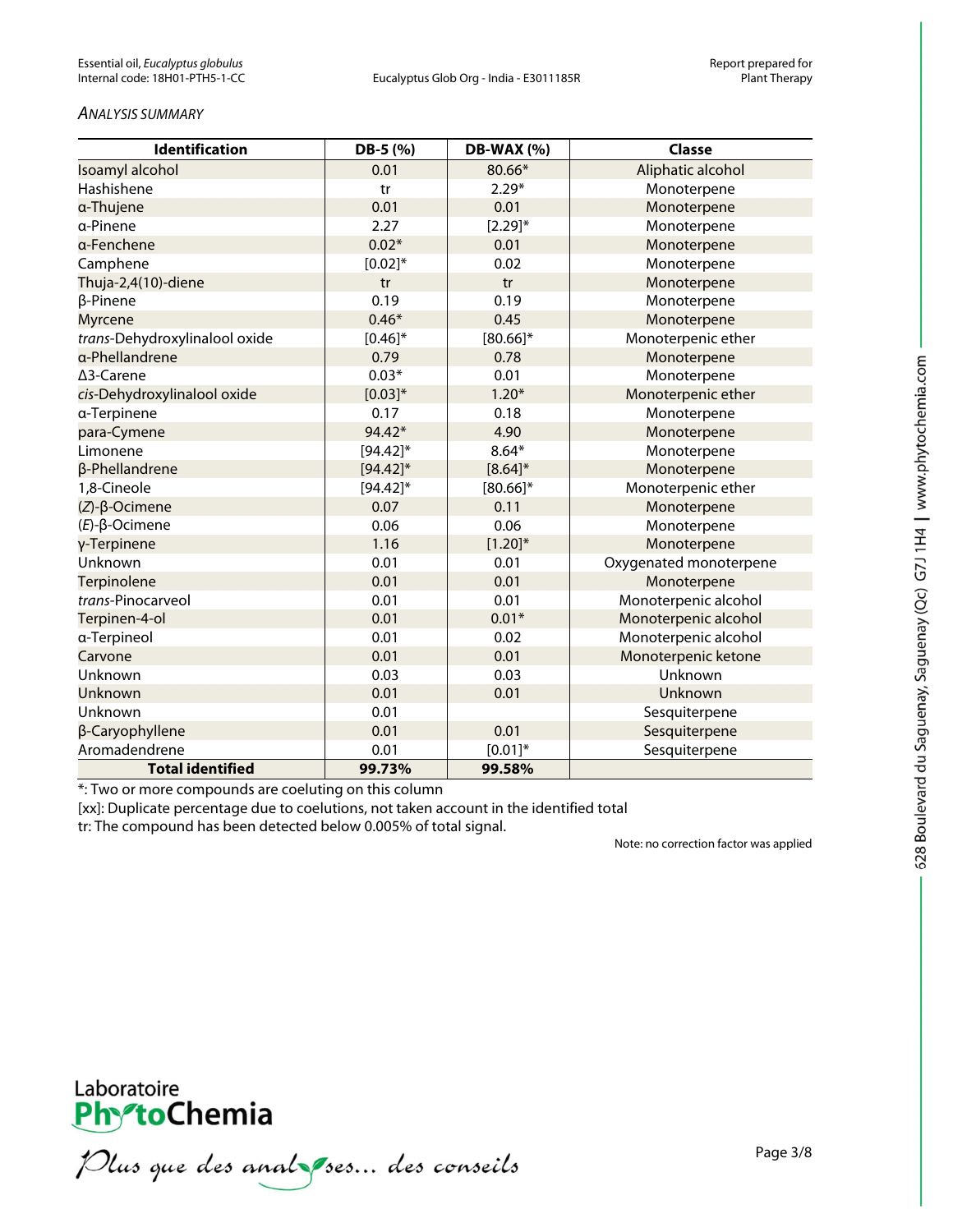*ANALYSIS SUMMARY*

| Identification | DB-5 (%) | DB-WAX (%) | Classe |
|---|---|---|---|
| Isoamyl alcohol | 0.01 | 80.66* | Aliphatic alcohol |
| Hashishene | tr | 2.29* | Monoterpene |
| α-Thujene | 0.01 | 0.01 | Monoterpene |
| α-Pinene | 2.27 | [2.29]* | Monoterpene |
| α-Fenchene | 0.02* | 0.01 | Monoterpene |
| Camphene | [0.02]* | 0.02 | Monoterpene |
| Thuja-2,4(10)-diene | tr | tr | Monoterpene |
| β-Pinene | 0.19 | 0.19 | Monoterpene |
| Myrcene | 0.46* | 0.45 | Monoterpene |
| *trans*-Dehydroxylinalool oxide | [0.46]* | [80.66]* | Monoterpenic ether |
| α-Phellandrene | 0.79 | 0.78 | Monoterpene |
| Δ3-Carene | 0.03* | 0.01 | Monoterpene |
| *cis*-Dehydroxylinalool oxide | [0.03]* | 1.20* | Monoterpenic ether |
| α-Terpinene | 0.17 | 0.18 | Monoterpene |
| para-Cymene | 94.42* | 4.90 | Monoterpene |
| Limonene | [94.42]* | 8.64* | Monoterpene |
| β-Phellandrene | [94.42]* | [8.64]* | Monoterpene |
| 1,8-Cineole | [94.42]* | [80.66]* | Monoterpenic ether |
| (*Z*)-β-Ocimene | 0.07 | 0.11 | Monoterpene |
| (*E*)-β-Ocimene | 0.06 | 0.06 | Monoterpene |
| γ-Terpinene | 1.16 | [1.20]* | Monoterpene |
| Unknown | 0.01 | 0.01 | Oxygenated monoterpene |
| Terpinolene | 0.01 | 0.01 | Monoterpene |
| *trans*-Pinocarveol | 0.01 | 0.01 | Monoterpenic alcohol |
| Terpinen-4-ol | 0.01 | 0.01* | Monoterpenic alcohol |
| α-Terpineol | 0.01 | 0.02 | Monoterpenic alcohol |
| Carvone | 0.01 | 0.01 | Monoterpenic ketone |
| Unknown | 0.03 | 0.03 | Unknown |
| Unknown | 0.01 | 0.01 | Unknown |
| Unknown | 0.01 | | Sesquiterpene |
| β-Caryophyllene | 0.01 | 0.01 | Sesquiterpene |
| Aromadendrene | 0.01 | [0.01]* | Sesquiterpene |
| **Total identified** | **99.73%** | **99.58%** | |

*: Two or more compounds are coeluting on this column

[xx]: Duplicate percentage due to coelutions, not taken account in the identified total

tr: The compound has been detected below 0.005% of total signal.

Note: no correction factor was applied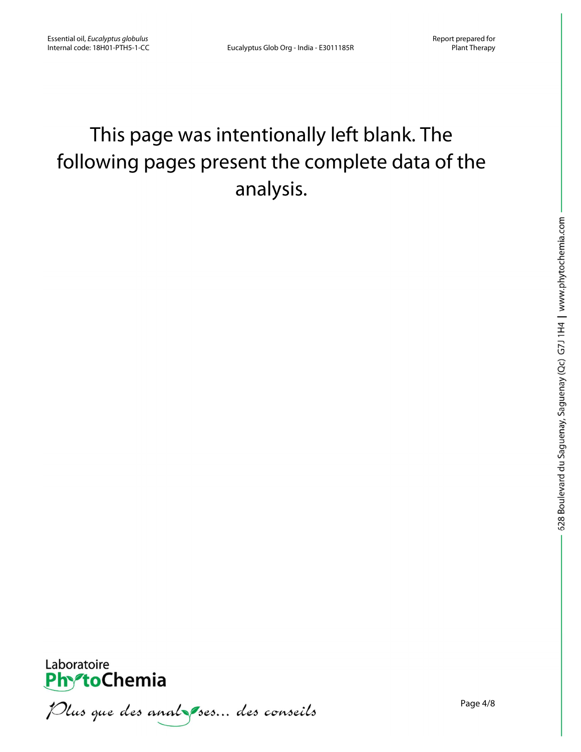This page was intentionally left blank. The following pages present the complete data of the analysis.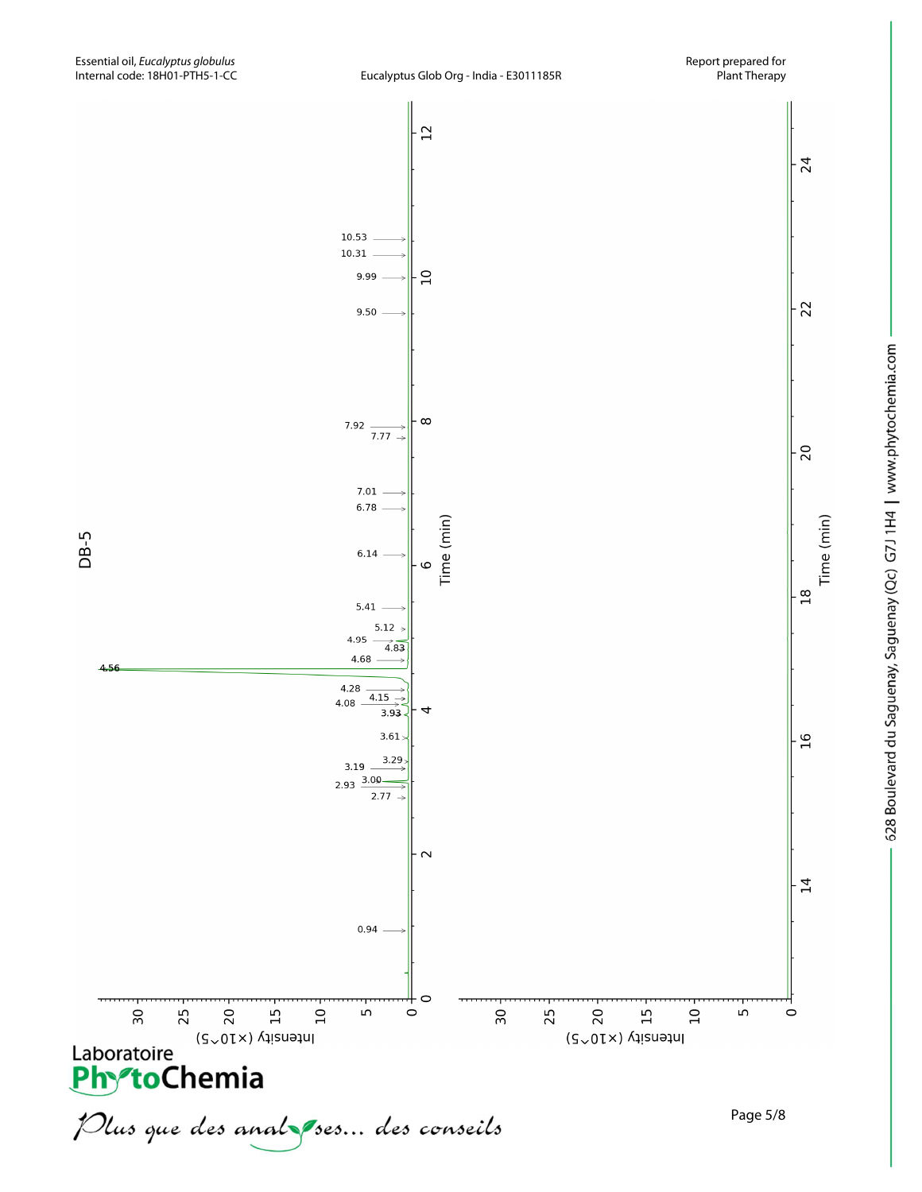DB-5

Time (min)

Intensity (×10^5)

4.56

0.94, 2.77, 2.93, 3.00, 3.19, 3.29, 3.61, 3.93, 4.08, 4.15, 4.28, 4.68, 4.83, 4.95, 5.12, 5.41, 6.14, 6.78, 7.01, 7.77, 7.92, 9.50, 9.99, 10.31, 10.53

Laboratoire PhytoChemia

*Plus que des analyses... des conseils*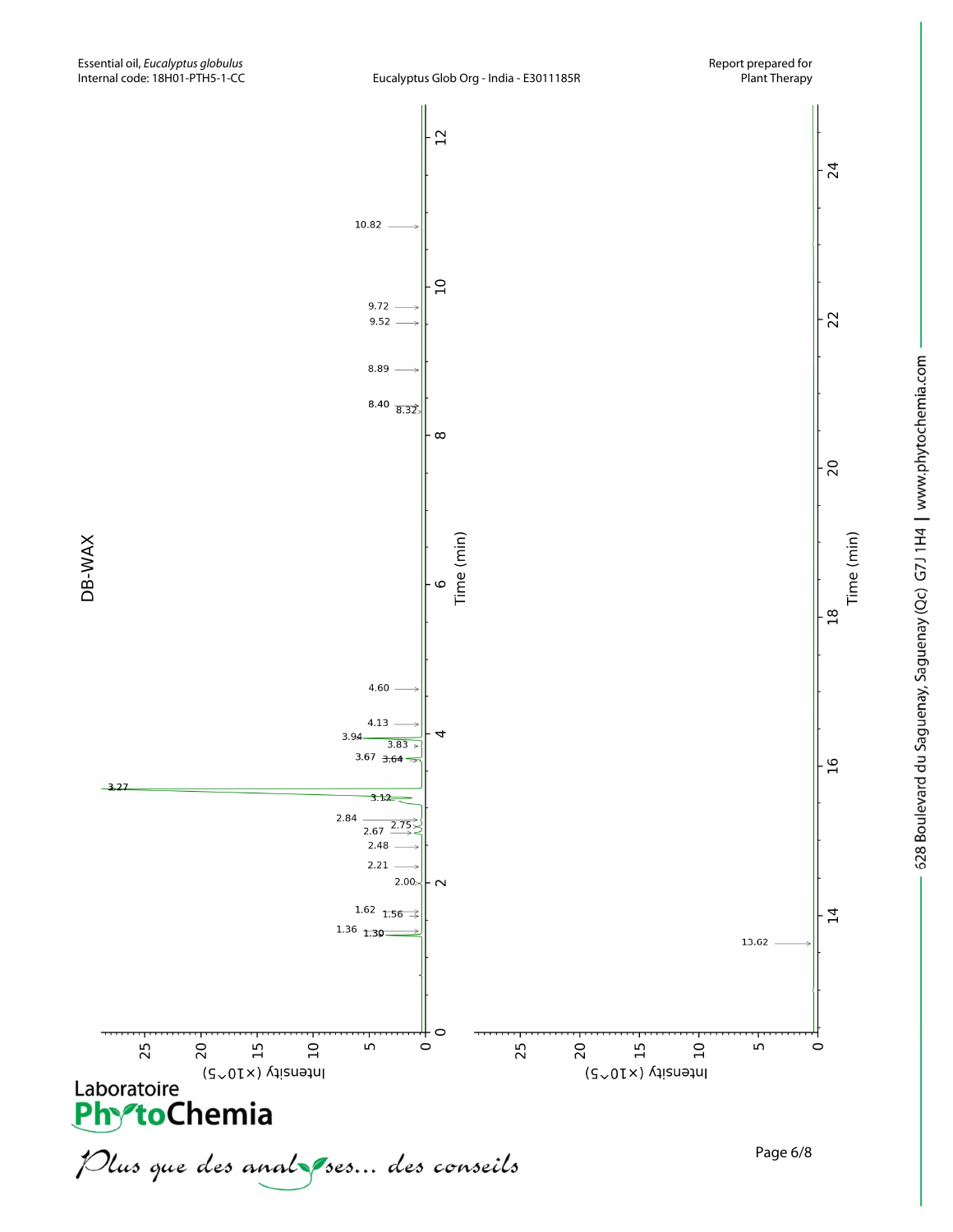Essential oil, *Eucalyptus globulus*
Internal code: 18H01-PTH5-1-CC

Eucalyptus Glob Org - India - E3011185R

Report prepared for
Plant Therapy

## DB-WAX

Intensity (×10^5)

Time (min)

Peaks labelled: 1.30, 1.36, 1.56, 1.62, 2.00, 2.21, 2.48, 2.67, 2.75, 2.84, 3.12, 3.27, 3.64, 3.67, 3.83, 3.94, 4.13, 4.60, 8.32, 8.40, 8.89, 9.52, 9.72, 10.82, 13.62

Laboratoire PhytoChemia

*Plus que des analyses... des conseils*

628 Boulevard du Saguenay, Saguenay (Qc) G7J 1H4 | www.phytochemia.com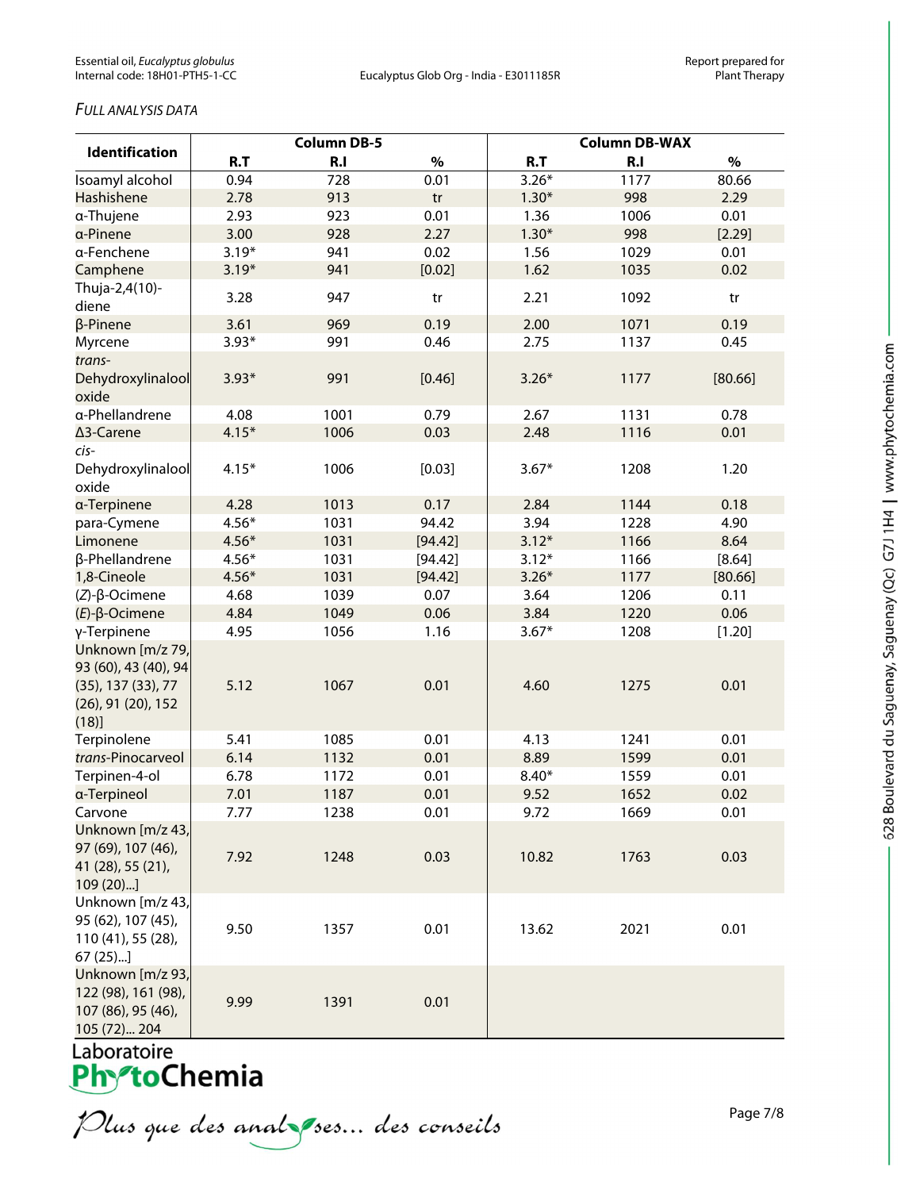*FULL ANALYSIS DATA*

| Identification | Column DB-5 | | | Column DB-WAX | | |
|---|---|---|---|---|---|---|
| | R.T | R.I | % | R.T | R.I | % |
| Isoamyl alcohol | 0.94 | 728 | 0.01 | 3.26* | 1177 | 80.66 |
| Hashishene | 2.78 | 913 | tr | 1.30* | 998 | 2.29 |
| α-Thujene | 2.93 | 923 | 0.01 | 1.36 | 1006 | 0.01 |
| α-Pinene | 3.00 | 928 | 2.27 | 1.30* | 998 | [2.29] |
| α-Fenchene | 3.19* | 941 | 0.02 | 1.56 | 1029 | 0.01 |
| Camphene | 3.19* | 941 | [0.02] | 1.62 | 1035 | 0.02 |
| Thuja-2,4(10)-diene | 3.28 | 947 | tr | 2.21 | 1092 | tr |
| β-Pinene | 3.61 | 969 | 0.19 | 2.00 | 1071 | 0.19 |
| Myrcene | 3.93* | 991 | 0.46 | 2.75 | 1137 | 0.45 |
| *trans*-Dehydroxylinalool oxide | 3.93* | 991 | [0.46] | 3.26* | 1177 | [80.66] |
| α-Phellandrene | 4.08 | 1001 | 0.79 | 2.67 | 1131 | 0.78 |
| Δ3-Carene | 4.15* | 1006 | 0.03 | 2.48 | 1116 | 0.01 |
| *cis*-Dehydroxylinalool oxide | 4.15* | 1006 | [0.03] | 3.67* | 1208 | 1.20 |
| α-Terpinene | 4.28 | 1013 | 0.17 | 2.84 | 1144 | 0.18 |
| para-Cymene | 4.56* | 1031 | 94.42 | 3.94 | 1228 | 4.90 |
| Limonene | 4.56* | 1031 | [94.42] | 3.12* | 1166 | 8.64 |
| β-Phellandrene | 4.56* | 1031 | [94.42] | 3.12* | 1166 | [8.64] |
| 1,8-Cineole | 4.56* | 1031 | [94.42] | 3.26* | 1177 | [80.66] |
| (*Z*)-β-Ocimene | 4.68 | 1039 | 0.07 | 3.64 | 1206 | 0.11 |
| (*E*)-β-Ocimene | 4.84 | 1049 | 0.06 | 3.84 | 1220 | 0.06 |
| γ-Terpinene | 4.95 | 1056 | 1.16 | 3.67* | 1208 | [1.20] |
| Unknown [m/z 79, 93 (60), 43 (40), 94 (35), 137 (33), 77 (26), 91 (20), 152 (18)] | 5.12 | 1067 | 0.01 | 4.60 | 1275 | 0.01 |
| Terpinolene | 5.41 | 1085 | 0.01 | 4.13 | 1241 | 0.01 |
| *trans*-Pinocarveol | 6.14 | 1132 | 0.01 | 8.89 | 1599 | 0.01 |
| Terpinen-4-ol | 6.78 | 1172 | 0.01 | 8.40* | 1559 | 0.01 |
| α-Terpineol | 7.01 | 1187 | 0.01 | 9.52 | 1652 | 0.02 |
| Carvone | 7.77 | 1238 | 0.01 | 9.72 | 1669 | 0.01 |
| Unknown [m/z 43, 97 (69), 107 (46), 41 (28), 55 (21), 109 (20)...] | 7.92 | 1248 | 0.03 | 10.82 | 1763 | 0.03 |
| Unknown [m/z 43, 95 (62), 107 (45), 110 (41), 55 (28), 67 (25)...] | 9.50 | 1357 | 0.01 | 13.62 | 2021 | 0.01 |
| Unknown [m/z 93, 122 (98), 161 (98), 107 (86), 95 (46), 105 (72)... 204 | 9.99 | 1391 | 0.01 | | | |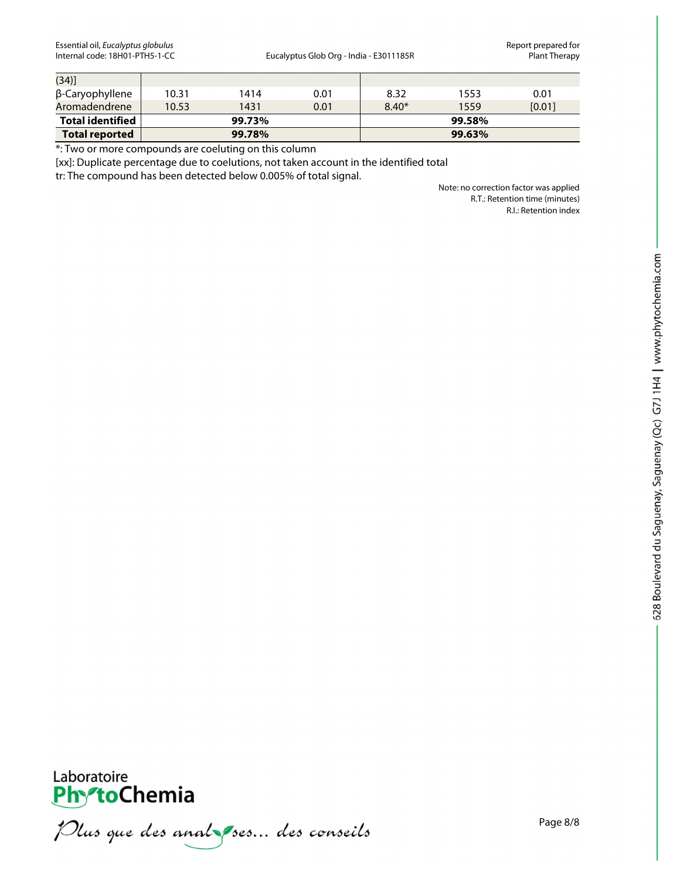| | | | | | | |
|---|---|---|---|---|---|---|
| (34)] | | | | | | |
| β-Caryophyllene | 10.31 | 1414 | 0.01 | 8.32 | 1553 | 0.01 |
| Aromadendrene | 10.53 | 1431 | 0.01 | 8.40* | 1559 | [0.01] |
| **Total identified** | | **99.73%** | | | **99.58%** | |
| **Total reported** | | **99.78%** | | | **99.63%** | |

*: Two or more compounds are coeluting on this column

[xx]: Duplicate percentage due to coelutions, not taken account in the identified total

tr: The compound has been detected below 0.005% of total signal.

Note: no correction factor was applied

R.T.: Retention time (minutes)

R.I.: Retention index